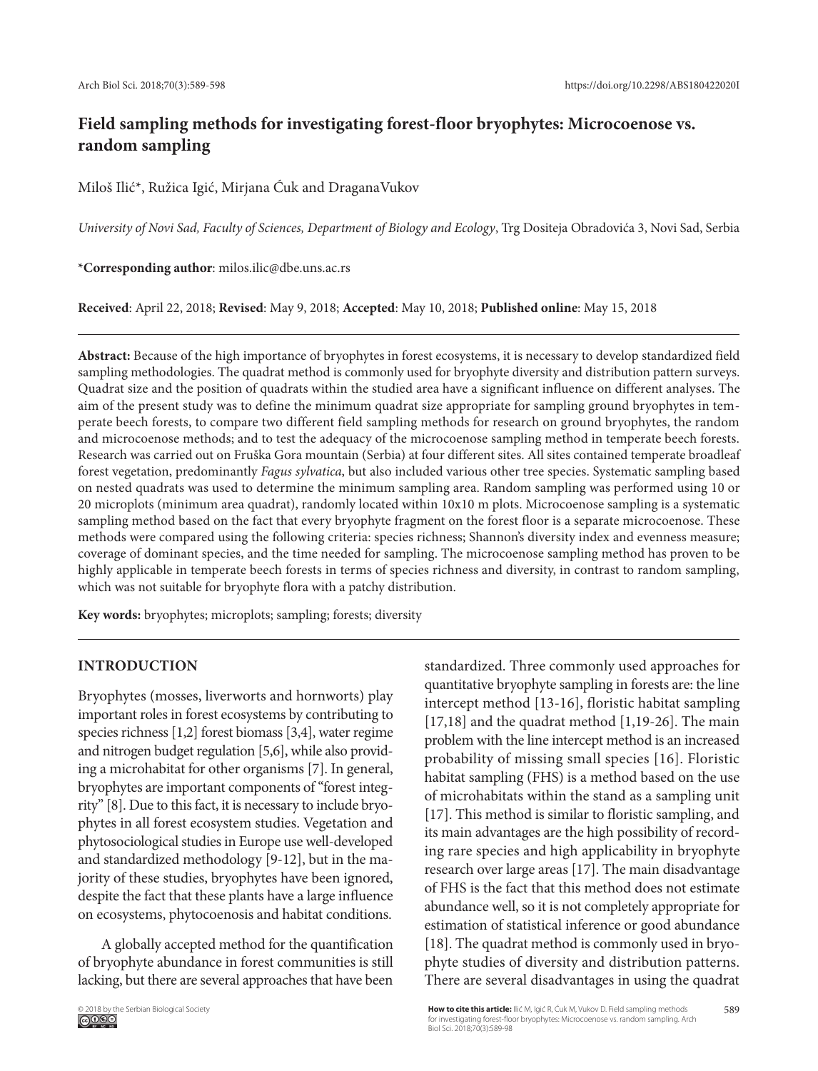# Field sampling methods for investigating forest-floor bryophytes: Microcoenose vs. random sampling

Miloš Ilić*, Ružica Igić, Mirjana Ćuk and DraganaVukov

*University of Novi Sad, Faculty of Sciences, Department of Biology and Ecology*, Trg Dositeja Obradovića 3, Novi Sad, Serbia

***Corresponding author**: milos.ilic@dbe.uns.ac.rs

**Received**: April 22, 2018; **Revised**: May 9, 2018; **Accepted**: May 10, 2018; **Published online**: May 15, 2018

**Abstract:** Because of the high importance of bryophytes in forest ecosystems, it is necessary to develop standardized field sampling methodologies. The quadrat method is commonly used for bryophyte diversity and distribution pattern surveys. Quadrat size and the position of quadrats within the studied area have a significant influence on different analyses. The aim of the present study was to define the minimum quadrat size appropriate for sampling ground bryophytes in temperate beech forests, to compare two different field sampling methods for research on ground bryophytes, the random and microcoenose methods; and to test the adequacy of the microcoenose sampling method in temperate beech forests. Research was carried out on Fruška Gora mountain (Serbia) at four different sites. All sites contained temperate broadleaf forest vegetation, predominantly *Fagus sylvatica*, but also included various other tree species. Systematic sampling based on nested quadrats was used to determine the minimum sampling area. Random sampling was performed using 10 or 20 microplots (minimum area quadrat), randomly located within 10x10 m plots. Microcoenose sampling is a systematic sampling method based on the fact that every bryophyte fragment on the forest floor is a separate microcoenose. These methods were compared using the following criteria: species richness; Shannon's diversity index and evenness measure; coverage of dominant species, and the time needed for sampling. The microcoenose sampling method has proven to be highly applicable in temperate beech forests in terms of species richness and diversity, in contrast to random sampling, which was not suitable for bryophyte flora with a patchy distribution.

**Key words:** bryophytes; microplots; sampling; forests; diversity

## INTRODUCTION

Bryophytes (mosses, liverworts and hornworts) play important roles in forest ecosystems by contributing to species richness [1,2] forest biomass [3,4], water regime and nitrogen budget regulation [5,6], while also providing a microhabitat for other organisms [7]. In general, bryophytes are important components of "forest integrity" [8]. Due to this fact, it is necessary to include bryophytes in all forest ecosystem studies. Vegetation and phytosociological studies in Europe use well-developed and standardized methodology [9-12], but in the majority of these studies, bryophytes have been ignored, despite the fact that these plants have a large influence on ecosystems, phytocoenosis and habitat conditions.

A globally accepted method for the quantification of bryophyte abundance in forest communities is still lacking, but there are several approaches that have been standardized. Three commonly used approaches for quantitative bryophyte sampling in forests are: the line intercept method [13-16], floristic habitat sampling [17,18] and the quadrat method [1,19-26]. The main problem with the line intercept method is an increased probability of missing small species [16]. Floristic habitat sampling (FHS) is a method based on the use of microhabitats within the stand as a sampling unit [17]. This method is similar to floristic sampling, and its main advantages are the high possibility of recording rare species and high applicability in bryophyte research over large areas [17]. The main disadvantage of FHS is the fact that this method does not estimate abundance well, so it is not completely appropriate for estimation of statistical inference or good abundance [18]. The quadrat method is commonly used in bryophyte studies of diversity and distribution patterns. There are several disadvantages in using the quadrat

© 2018 by the Serbian Biological Society

**How to cite this article:** Ilić M, Igić R, Ćuk M, Vukov D. Field sampling methods for investigating forest-floor bryophytes: Microcoenose vs. random sampling. Arch Biol Sci. 2018;70(3):589-98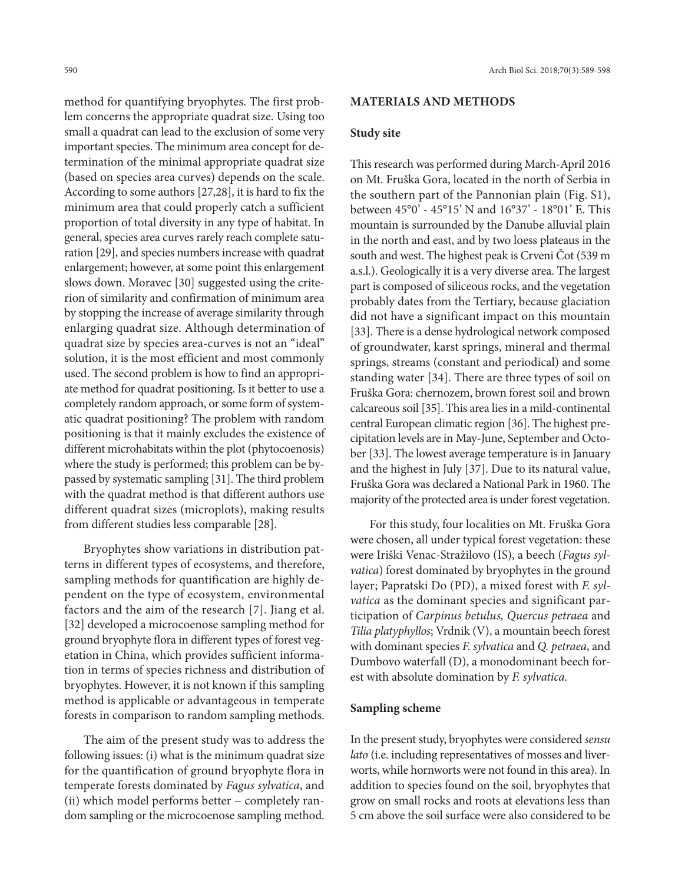method for quantifying bryophytes. The first problem concerns the appropriate quadrat size. Using too small a quadrat can lead to the exclusion of some very important species. The minimum area concept for determination of the minimal appropriate quadrat size (based on species area curves) depends on the scale. According to some authors [27,28], it is hard to fix the minimum area that could properly catch a sufficient proportion of total diversity in any type of habitat. In general, species area curves rarely reach complete saturation [29], and species numbers increase with quadrat enlargement; however, at some point this enlargement slows down. Moravec [30] suggested using the criterion of similarity and confirmation of minimum area by stopping the increase of average similarity through enlarging quadrat size. Although determination of quadrat size by species area-curves is not an "ideal" solution, it is the most efficient and most commonly used. The second problem is how to find an appropriate method for quadrat positioning. Is it better to use a completely random approach, or some form of systematic quadrat positioning? The problem with random positioning is that it mainly excludes the existence of different microhabitats within the plot (phytocoenosis) where the study is performed; this problem can be bypassed by systematic sampling [31]. The third problem with the quadrat method is that different authors use different quadrat sizes (microplots), making results from different studies less comparable [28].

Bryophytes show variations in distribution patterns in different types of ecosystems, and therefore, sampling methods for quantification are highly dependent on the type of ecosystem, environmental factors and the aim of the research [7]. Jiang et al. [32] developed a microcoenose sampling method for ground bryophyte flora in different types of forest vegetation in China, which provides sufficient information in terms of species richness and distribution of bryophytes. However, it is not known if this sampling method is applicable or advantageous in temperate forests in comparison to random sampling methods.

The aim of the present study was to address the following issues: (i) what is the minimum quadrat size for the quantification of ground bryophyte flora in temperate forests dominated by *Fagus sylvatica*, and (ii) which model performs better – completely random sampling or the microcoenose sampling method.

## MATERIALS AND METHODS

### Study site

This research was performed during March-April 2016 on Mt. Fruška Gora, located in the north of Serbia in the southern part of the Pannonian plain (Fig. S1), between 45°0' - 45°15' N and 16°37' - 18°01' E. This mountain is surrounded by the Danube alluvial plain in the north and east, and by two loess plateaus in the south and west. The highest peak is Crveni Čot (539 m a.s.l.). Geologically it is a very diverse area. The largest part is composed of siliceous rocks, and the vegetation probably dates from the Tertiary, because glaciation did not have a significant impact on this mountain [33]. There is a dense hydrological network composed of groundwater, karst springs, mineral and thermal springs, streams (constant and periodical) and some standing water [34]. There are three types of soil on Fruška Gora: chernozem, brown forest soil and brown calcareous soil [35]. This area lies in a mild-continental central European climatic region [36]. The highest precipitation levels are in May-June, September and October [33]. The lowest average temperature is in January and the highest in July [37]. Due to its natural value, Fruška Gora was declared a National Park in 1960. The majority of the protected area is under forest vegetation.

For this study, four localities on Mt. Fruška Gora were chosen, all under typical forest vegetation: these were Iriški Venac-Stražilovo (IS), a beech (*Fagus sylvatica*) forest dominated by bryophytes in the ground layer; Papratski Do (PD), a mixed forest with *F. sylvatica* as the dominant species and significant participation of *Carpinus betulus, Quercus petraea* and *Tilia platyphyllos*; Vrdnik (V), a mountain beech forest with dominant species *F. sylvatica* and *Q. petraea*, and Dumbovo waterfall (D), a monodominant beech forest with absolute domination by *F. sylvatica.*

### Sampling scheme

In the present study, bryophytes were considered *sensu lato* (i.e. including representatives of mosses and liverworts, while hornworts were not found in this area). In addition to species found on the soil, bryophytes that grow on small rocks and roots at elevations less than 5 cm above the soil surface were also considered to be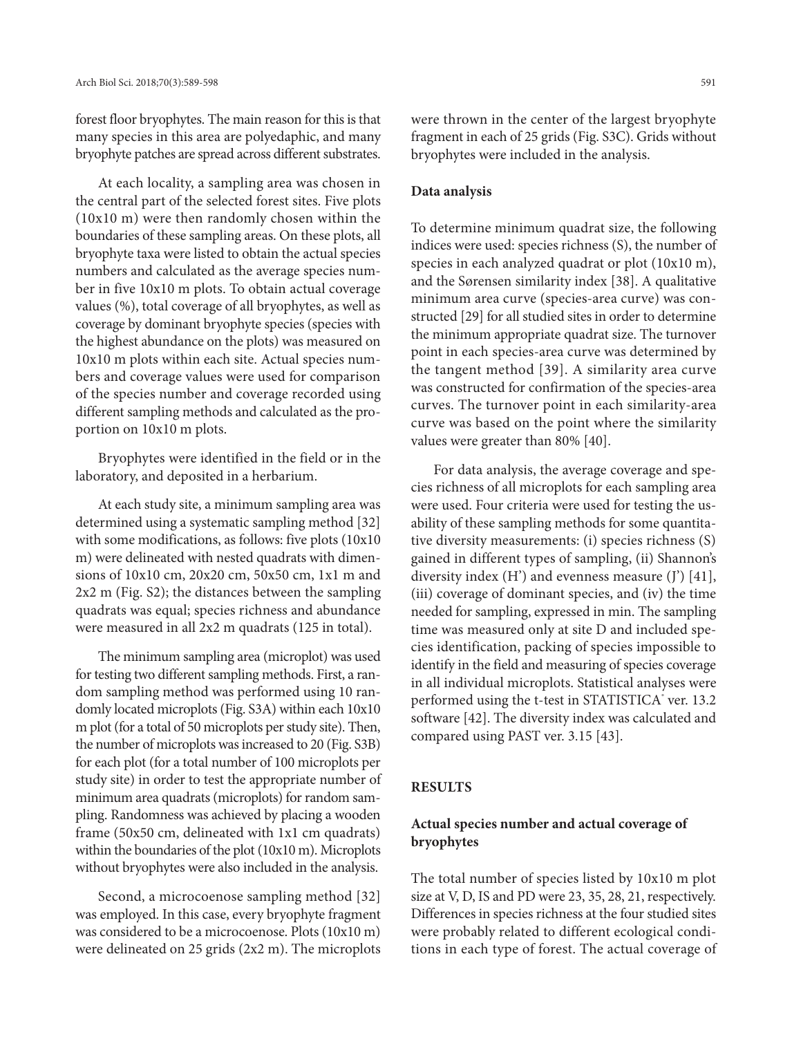forest floor bryophytes. The main reason for this is that many species in this area are polyedaphic, and many bryophyte patches are spread across different substrates.

At each locality, a sampling area was chosen in the central part of the selected forest sites. Five plots (10x10 m) were then randomly chosen within the boundaries of these sampling areas. On these plots, all bryophyte taxa were listed to obtain the actual species numbers and calculated as the average species number in five 10x10 m plots. To obtain actual coverage values (%), total coverage of all bryophytes, as well as coverage by dominant bryophyte species (species with the highest abundance on the plots) was measured on 10x10 m plots within each site. Actual species numbers and coverage values were used for comparison of the species number and coverage recorded using different sampling methods and calculated as the proportion on 10x10 m plots.

Bryophytes were identified in the field or in the laboratory, and deposited in a herbarium.

At each study site, a minimum sampling area was determined using a systematic sampling method [32] with some modifications, as follows: five plots (10x10 m) were delineated with nested quadrats with dimensions of 10x10 cm, 20x20 cm, 50x50 cm, 1x1 m and 2x2 m (Fig. S2); the distances between the sampling quadrats was equal; species richness and abundance were measured in all 2x2 m quadrats (125 in total).

The minimum sampling area (microplot) was used for testing two different sampling methods. First, a random sampling method was performed using 10 randomly located microplots (Fig. S3A) within each 10x10 m plot (for a total of 50 microplots per study site). Then, the number of microplots was increased to 20 (Fig. S3B) for each plot (for a total number of 100 microplots per study site) in order to test the appropriate number of minimum area quadrats (microplots) for random sampling. Randomness was achieved by placing a wooden frame (50x50 cm, delineated with 1x1 cm quadrats) within the boundaries of the plot (10x10 m). Microplots without bryophytes were also included in the analysis.

Second, a microcoenose sampling method [32] was employed. In this case, every bryophyte fragment was considered to be a microcoenose. Plots (10x10 m) were delineated on 25 grids (2x2 m). The microplots were thrown in the center of the largest bryophyte fragment in each of 25 grids (Fig. S3C). Grids without bryophytes were included in the analysis.

## Data analysis

To determine minimum quadrat size, the following indices were used: species richness (S), the number of species in each analyzed quadrat or plot (10x10 m), and the Sørensen similarity index [38]. A qualitative minimum area curve (species-area curve) was constructed [29] for all studied sites in order to determine the minimum appropriate quadrat size. The turnover point in each species-area curve was determined by the tangent method [39]. A similarity area curve was constructed for confirmation of the species-area curves. The turnover point in each similarity-area curve was based on the point where the similarity values were greater than 80% [40].

For data analysis, the average coverage and species richness of all microplots for each sampling area were used. Four criteria were used for testing the usability of these sampling methods for some quantitative diversity measurements: (i) species richness (S) gained in different types of sampling, (ii) Shannon's diversity index (H') and evenness measure (J') [41], (iii) coverage of dominant species, and (iv) the time needed for sampling, expressed in min. The sampling time was measured only at site D and included species identification, packing of species impossible to identify in the field and measuring of species coverage in all individual microplots. Statistical analyses were performed using the t-test in STATISTICA® ver. 13.2 software [42]. The diversity index was calculated and compared using PAST ver. 3.15 [43].

## RESULTS

### Actual species number and actual coverage of bryophytes

The total number of species listed by 10x10 m plot size at V, D, IS and PD were 23, 35, 28, 21, respectively. Differences in species richness at the four studied sites were probably related to different ecological conditions in each type of forest. The actual coverage of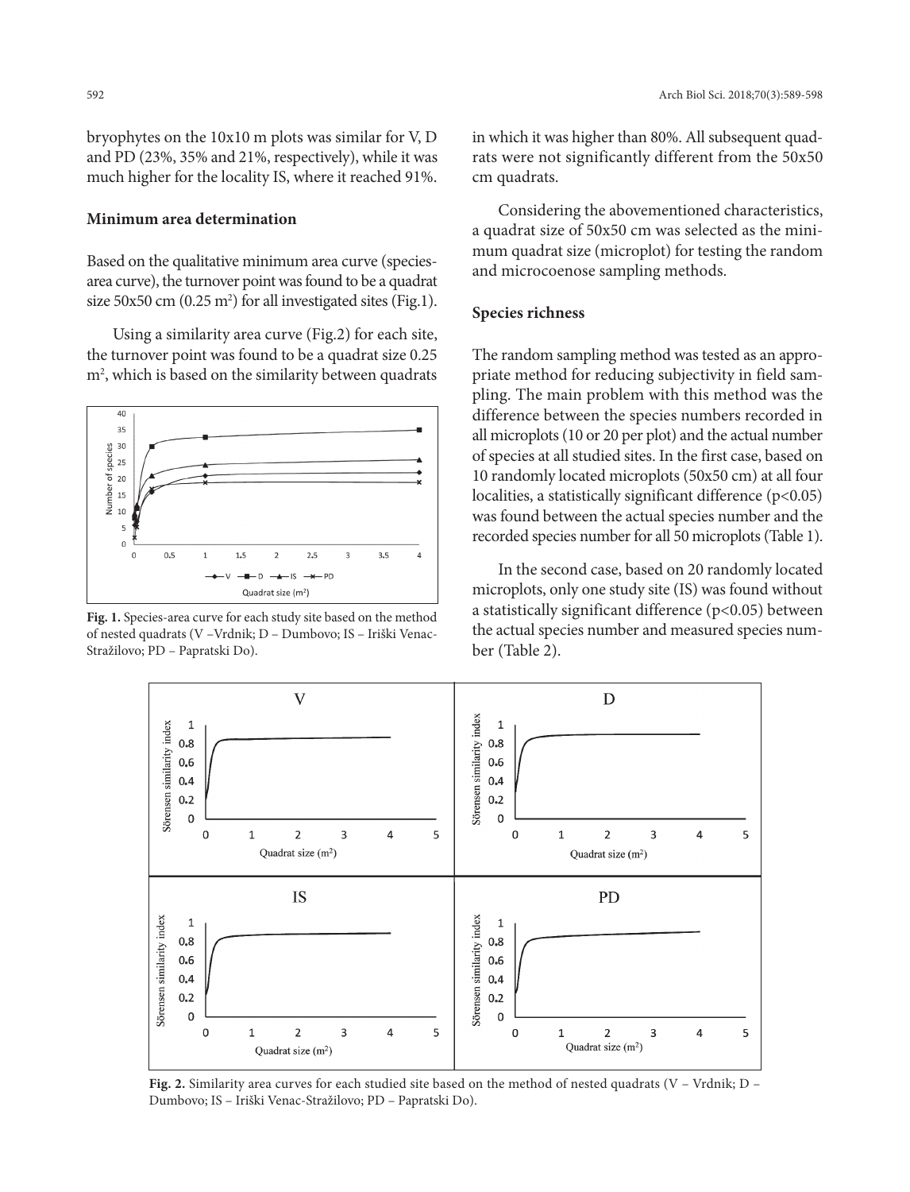bryophytes on the 10x10 m plots was similar for V, D and PD (23%, 35% and 21%, respectively), while it was much higher for the locality IS, where it reached 91%.

### Minimum area determination

Based on the qualitative minimum area curve (species-area curve), the turnover point was found to be a quadrat size 50x50 cm (0.25 $m^2$) for all investigated sites (Fig.1).

Using a similarity area curve (Fig.2) for each site, the turnover point was found to be a quadrat size 0.25 $m^2$, which is based on the similarity between quadrats in which it was higher than 80%. All subsequent quadrats were not significantly different from the 50x50 cm quadrats.

**Fig. 1.** Species-area curve for each study site based on the method of nested quadrats (V –Vrdnik; D – Dumbovo; IS – Iriški Venac-Stražilovo; PD – Papratski Do).

Considering the abovementioned characteristics, a quadrat size of 50x50 cm was selected as the minimum quadrat size (microplot) for testing the random and microcoenose sampling methods.

### Species richness

The random sampling method was tested as an appropriate method for reducing subjectivity in field sampling. The main problem with this method was the difference between the species numbers recorded in all microplots (10 or 20 per plot) and the actual number of species at all studied sites. In the first case, based on 10 randomly located microplots (50x50 cm) at all four localities, a statistically significant difference ($p<0.05$) was found between the actual species number and the recorded species number for all 50 microplots (Table 1).

In the second case, based on 20 randomly located microplots, only one study site (IS) was found without a statistically significant difference ($p<0.05$) between the actual species number and measured species number (Table 2).

**Fig. 2.** Similarity area curves for each studied site based on the method of nested quadrats (V – Vrdnik; D – Dumbovo; IS – Iriški Venac-Stražilovo; PD – Papratski Do).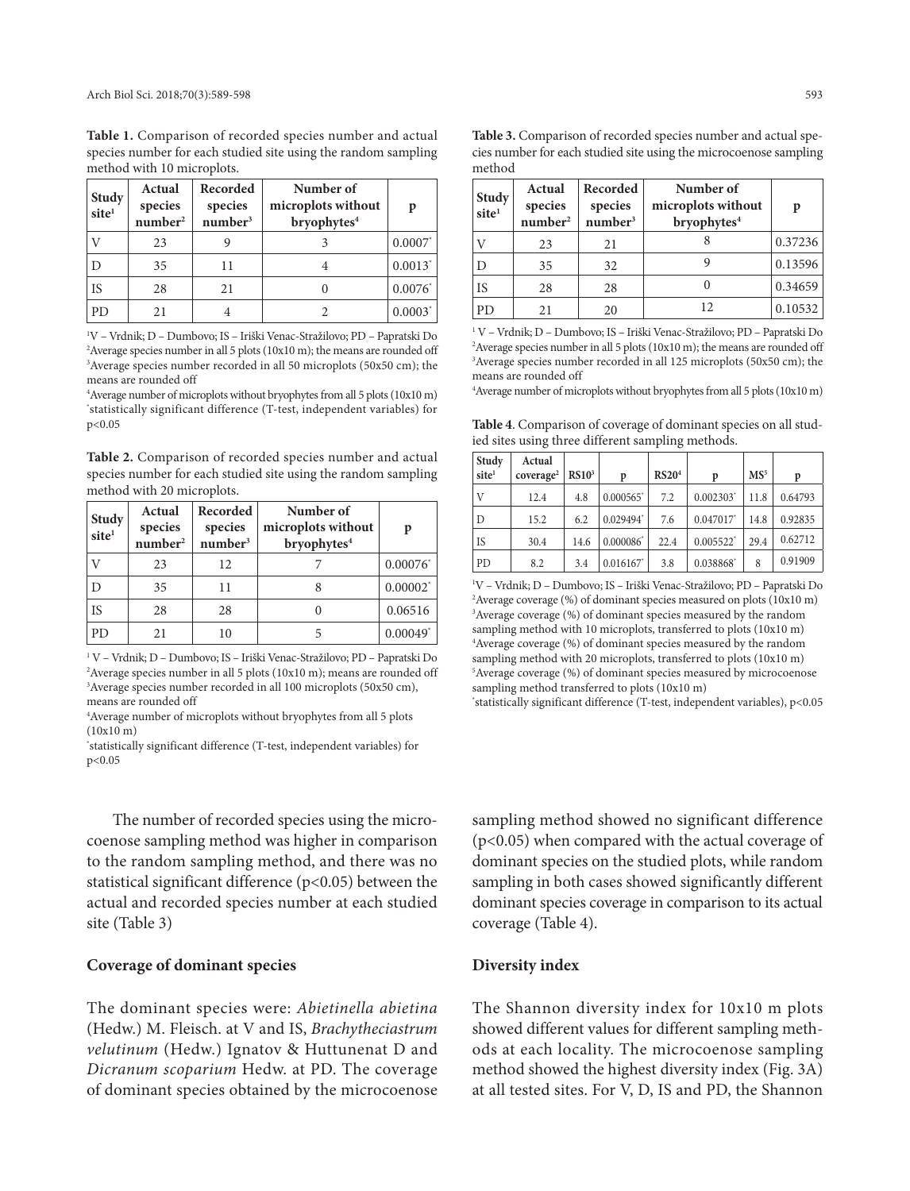**Table 1.** Comparison of recorded species number and actual species number for each studied site using the random sampling method with 10 microplots.

| Study site[1] | Actual species number[2] | Recorded species number[3] | Number of microplots without bryophytes[4] | p |
|---|---|---|---|---|
| V | 23 | 9 | 3 | 0.0007* |
| D | 35 | 11 | 4 | 0.0013* |
| IS | 28 | 21 | 0 | 0.0076* |
| PD | 21 | 4 | 2 | 0.0003* |

[1]V – Vrdnik; D – Dumbovo; IS – Iriški Venac-Stražilovo; PD – Papratski Do
[2]Average species number in all 5 plots (10x10 m); the means are rounded off
[3]Average species number recorded in all 50 microplots (50x50 cm); the means are rounded off
[4]Average number of microplots without bryophytes from all 5 plots (10x10 m)
*statistically significant difference (T-test, independent variables) for $p<0.05$

**Table 2.** Comparison of recorded species number and actual species number for each studied site using the random sampling method with 20 microplots.

| Study site[1] | Actual species number[2] | Recorded species number[3] | Number of microplots without bryophytes[4] | p |
|---|---|---|---|---|
| V | 23 | 12 | 7 | 0.00076* |
| D | 35 | 11 | 8 | 0.00002* |
| IS | 28 | 28 | 0 | 0.06516 |
| PD | 21 | 10 | 5 | 0.00049* |

[1] V – Vrdnik; D – Dumbovo; IS – Iriški Venac-Stražilovo; PD – Papratski Do
[2]Average species number in all 5 plots (10x10 m); means are rounded off
[3]Average species number recorded in all 100 microplots (50x50 cm), means are rounded off
[4]Average number of microplots without bryophytes from all 5 plots (10x10 m)
*statistically significant difference (T-test, independent variables) for $p<0.05$

**Table 3.** Comparison of recorded species number and actual species number for each studied site using the microcoenose sampling method

| Study site[1] | Actual species number[2] | Recorded species number[3] | Number of microplots without bryophytes[4] | p |
|---|---|---|---|---|
| V | 23 | 21 | 8 | 0.37236 |
| D | 35 | 32 | 9 | 0.13596 |
| IS | 28 | 28 | 0 | 0.34659 |
| PD | 21 | 20 | 12 | 0.10532 |

[1] V – Vrdnik; D – Dumbovo; IS – Iriški Venac-Stražilovo; PD – Papratski Do
[2]Average species number in all 5 plots (10x10 m); the means are rounded off
[3]Average species number recorded in all 125 microplots (50x50 cm); the means are rounded off
[4]Average number of microplots without bryophytes from all 5 plots (10x10 m)

**Table 4**. Comparison of coverage of dominant species on all studied sites using three different sampling methods.

| Study site[1] | Actual coverage[2] | RS10[3] | p | RS20[4] | p | MS[5] | p |
|---|---|---|---|---|---|---|---|
| V | 12.4 | 4.8 | 0.000565* | 7.2 | 0.002303* | 11.8 | 0.64793 |
| D | 15.2 | 6.2 | 0.029494* | 7.6 | 0.047017* | 14.8 | 0.92835 |
| IS | 30.4 | 14.6 | 0.000086* | 22.4 | 0.005522* | 29.4 | 0.62712 |
| PD | 8.2 | 3.4 | 0.016167* | 3.8 | 0.038868* | 8 | 0.91909 |

[1]V – Vrdnik; D – Dumbovo; IS – Iriški Venac-Stražilovo; PD – Papratski Do
[2]Average coverage (%) of dominant species measured on plots (10x10 m)
[3]Average coverage (%) of dominant species measured by the random sampling method with 10 microplots, transferred to plots (10x10 m)
[4]Average coverage (%) of dominant species measured by the random sampling method with 20 microplots, transferred to plots (10x10 m)
[5]Average coverage (%) of dominant species measured by microcoenose sampling method transferred to plots (10x10 m)
*statistically significant difference (T-test, independent variables), $p<0.05$

The number of recorded species using the microcoenose sampling method was higher in comparison to the random sampling method, and there was no statistical significant difference ($p<0.05$) between the actual and recorded species number at each studied site (Table 3)

### Coverage of dominant species

The dominant species were: *Abietinella abietina* (Hedw.) M. Fleisch. at V and IS, *Brachytheciastrum velutinum* (Hedw.) Ignatov & Huttunenat D and *Dicranum scoparium* Hedw. at PD. The coverage of dominant species obtained by the microcoenose sampling method showed no significant difference ($p<0.05$) when compared with the actual coverage of dominant species on the studied plots, while random sampling in both cases showed significantly different dominant species coverage in comparison to its actual coverage (Table 4).

### Diversity index

The Shannon diversity index for 10x10 m plots showed different values for different sampling methods at each locality. The microcoenose sampling method showed the highest diversity index (Fig. 3A) at all tested sites. For V, D, IS and PD, the Shannon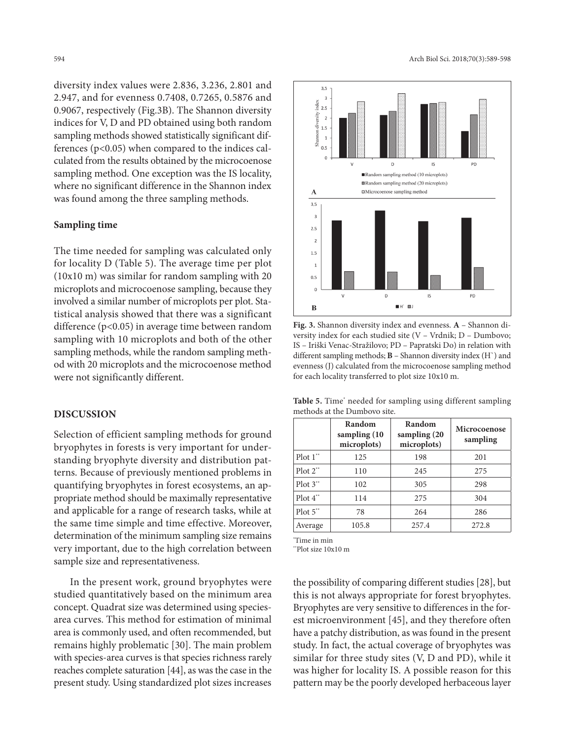diversity index values were 2.836, 3.236, 2.801 and 2.947, and for evenness 0.7408, 0.7265, 0.5876 and 0.9067, respectively (Fig.3B). The Shannon diversity indices for V, D and PD obtained using both random sampling methods showed statistically significant differences ($p<0.05$) when compared to the indices calculated from the results obtained by the microcoenose sampling method. One exception was the IS locality, where no significant difference in the Shannon index was found among the three sampling methods.

### Sampling time

The time needed for sampling was calculated only for locality D (Table 5). The average time per plot (10x10 m) was similar for random sampling with 20 microplots and microcoenose sampling, because they involved a similar number of microplots per plot. Statistical analysis showed that there was a significant difference ($p<0.05$) in average time between random sampling with 10 microplots and both of the other sampling methods, while the random sampling method with 20 microplots and the microcoenose method were not significantly different.

**Fig. 3.** Shannon diversity index and evenness. **A** – Shannon diversity index for each studied site (V – Vrdnik; D – Dumbovo; IS – Iriški Venac-Stražilovo; PD – Papratski Do) in relation with different sampling methods; **B** – Shannon diversity index (H`) and evenness (J) calculated from the microcoenose sampling method for each locality transferred to plot size 10x10 m.

**Table 5.** Time* needed for sampling using different sampling methods at the Dumbovo site.

| | Random sampling (10 microplots) | Random sampling (20 microplots) | Microcoenose sampling |
|---|---|---|---|
| Plot 1** | 125 | 198 | 201 |
| Plot 2** | 110 | 245 | 275 |
| Plot 3** | 102 | 305 | 298 |
| Plot 4** | 114 | 275 | 304 |
| Plot 5** | 78 | 264 | 286 |
| Average | 105.8 | 257.4 | 272.8 |

*Time in min

**Plot size 10x10 m

## DISCUSSION

Selection of efficient sampling methods for ground bryophytes in forests is very important for understanding bryophyte diversity and distribution patterns. Because of previously mentioned problems in quantifying bryophytes in forest ecosystems, an appropriate method should be maximally representative and applicable for a range of research tasks, while at the same time simple and time effective. Moreover, determination of the minimum sampling size remains very important, due to the high correlation between sample size and representativeness.

In the present work, ground bryophytes were studied quantitatively based on the minimum area concept. Quadrat size was determined using species-area curves. This method for estimation of minimal area is commonly used, and often recommended, but remains highly problematic [30]. The main problem with species-area curves is that species richness rarely reaches complete saturation [44], as was the case in the present study. Using standardized plot sizes increases the possibility of comparing different studies [28], but this is not always appropriate for forest bryophytes. Bryophytes are very sensitive to differences in the forest microenvironment [45], and they therefore often have a patchy distribution, as was found in the present study. In fact, the actual coverage of bryophytes was similar for three study sites (V, D and PD), while it was higher for locality IS. A possible reason for this pattern may be the poorly developed herbaceous layer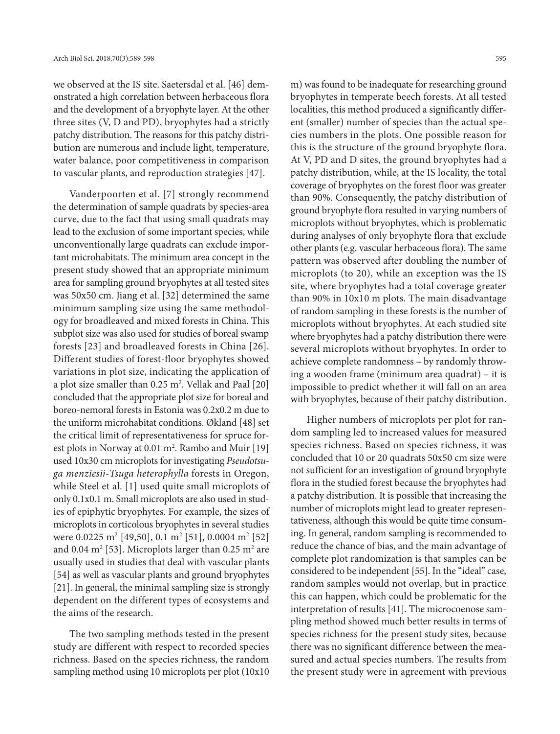we observed at the IS site. Saetersdal et al. [46] demonstrated a high correlation between herbaceous flora and the development of a bryophyte layer. At the other three sites (V, D and PD), bryophytes had a strictly patchy distribution. The reasons for this patchy distribution are numerous and include light, temperature, water balance, poor competitiveness in comparison to vascular plants, and reproduction strategies [47].

Vanderpoorten et al. [7] strongly recommend the determination of sample quadrats by species-area curve, due to the fact that using small quadrats may lead to the exclusion of some important species, while unconventionally large quadrats can exclude important microhabitats. The minimum area concept in the present study showed that an appropriate minimum area for sampling ground bryophytes at all tested sites was 50x50 cm. Jiang et al. [32] determined the same minimum sampling size using the same methodology for broadleaved and mixed forests in China. This subplot size was also used for studies of boreal swamp forests [23] and broadleaved forests in China [26]. Different studies of forest-floor bryophytes showed variations in plot size, indicating the application of a plot size smaller than 0.25 $m^2$. Vellak and Paal [20] concluded that the appropriate plot size for boreal and boreo-nemoral forests in Estonia was 0.2x0.2 m due to the uniform microhabitat conditions. Økland [48] set the critical limit of representativeness for spruce forest plots in Norway at 0.01 $m^2$. Rambo and Muir [19] used 10x30 cm microplots for investigating *Pseudotsuga menziesii-Tsuga heterophylla* forests in Oregon, while Steel et al. [1] used quite small microplots of only 0.1x0.1 m. Small microplots are also used in studies of epiphytic bryophytes. For example, the sizes of microplots in corticolous bryophytes in several studies were 0.0225 $m^2$ [49,50], 0.1 $m^2$ [51], 0.0004 $m^2$ [52] and 0.04 $m^2$ [53]. Microplots larger than 0.25 $m^2$ are usually used in studies that deal with vascular plants [54] as well as vascular plants and ground bryophytes [21]. In general, the minimal sampling size is strongly dependent on the different types of ecosystems and the aims of the research.

The two sampling methods tested in the present study are different with respect to recorded species richness. Based on the species richness, the random sampling method using 10 microplots per plot (10x10 m) was found to be inadequate for researching ground bryophytes in temperate beech forests. At all tested localities, this method produced a significantly different (smaller) number of species than the actual species numbers in the plots. One possible reason for this is the structure of the ground bryophyte flora. At V, PD and D sites, the ground bryophytes had a patchy distribution, while, at the IS locality, the total coverage of bryophytes on the forest floor was greater than 90%. Consequently, the patchy distribution of ground bryophyte flora resulted in varying numbers of microplots without bryophytes, which is problematic during analyses of only bryophyte flora that exclude other plants (e.g. vascular herbaceous flora). The same pattern was observed after doubling the number of microplots (to 20), while an exception was the IS site, where bryophytes had a total coverage greater than 90% in 10x10 m plots. The main disadvantage of random sampling in these forests is the number of microplots without bryophytes. At each studied site where bryophytes had a patchy distribution there were several microplots without bryophytes. In order to achieve complete randomness – by randomly throwing a wooden frame (minimum area quadrat) – it is impossible to predict whether it will fall on an area with bryophytes, because of their patchy distribution.

Higher numbers of microplots per plot for random sampling led to increased values for measured species richness. Based on species richness, it was concluded that 10 or 20 quadrats 50x50 cm size were not sufficient for an investigation of ground bryophyte flora in the studied forest because the bryophytes had a patchy distribution. It is possible that increasing the number of microplots might lead to greater representativeness, although this would be quite time consuming. In general, random sampling is recommended to reduce the chance of bias, and the main advantage of complete plot randomization is that samples can be considered to be independent [55]. In the "ideal" case, random samples would not overlap, but in practice this can happen, which could be problematic for the interpretation of results [41]. The microcoenose sampling method showed much better results in terms of species richness for the present study sites, because there was no significant difference between the measured and actual species numbers. The results from the present study were in agreement with previous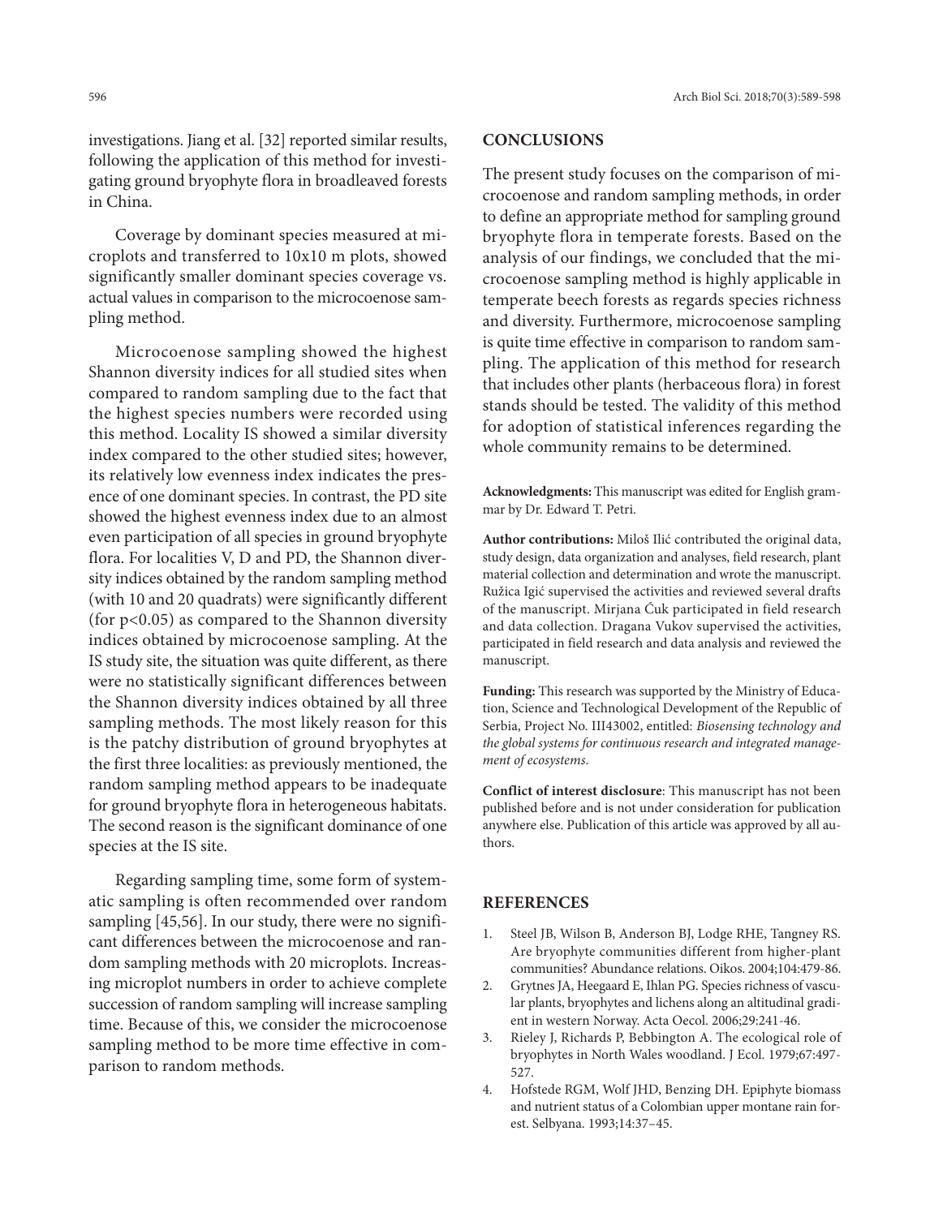investigations. Jiang et al. [32] reported similar results, following the application of this method for investigating ground bryophyte flora in broadleaved forests in China.

Coverage by dominant species measured at microplots and transferred to 10x10 m plots, showed significantly smaller dominant species coverage vs. actual values in comparison to the microcoenose sampling method.

Microcoenose sampling showed the highest Shannon diversity indices for all studied sites when compared to random sampling due to the fact that the highest species numbers were recorded using this method. Locality IS showed a similar diversity index compared to the other studied sites; however, its relatively low evenness index indicates the presence of one dominant species. In contrast, the PD site showed the highest evenness index due to an almost even participation of all species in ground bryophyte flora. For localities V, D and PD, the Shannon diversity indices obtained by the random sampling method (with 10 and 20 quadrats) were significantly different (for $p<0.05$) as compared to the Shannon diversity indices obtained by microcoenose sampling. At the IS study site, the situation was quite different, as there were no statistically significant differences between the Shannon diversity indices obtained by all three sampling methods. The most likely reason for this is the patchy distribution of ground bryophytes at the first three localities: as previously mentioned, the random sampling method appears to be inadequate for ground bryophyte flora in heterogeneous habitats. The second reason is the significant dominance of one species at the IS site.

Regarding sampling time, some form of systematic sampling is often recommended over random sampling [45,56]. In our study, there were no significant differences between the microcoenose and random sampling methods with 20 microplots. Increasing microplot numbers in order to achieve complete succession of random sampling will increase sampling time. Because of this, we consider the microcoenose sampling method to be more time effective in comparison to random methods.

## CONCLUSIONS

The present study focuses on the comparison of microcoenose and random sampling methods, in order to define an appropriate method for sampling ground bryophyte flora in temperate forests. Based on the analysis of our findings, we concluded that the microcoenose sampling method is highly applicable in temperate beech forests as regards species richness and diversity. Furthermore, microcoenose sampling is quite time effective in comparison to random sampling. The application of this method for research that includes other plants (herbaceous flora) in forest stands should be tested. The validity of this method for adoption of statistical inferences regarding the whole community remains to be determined.

**Acknowledgments:** This manuscript was edited for English grammar by Dr. Edward T. Petri.

**Author contributions:** Miloš Ilić contributed the original data, study design, data organization and analyses, field research, plant material collection and determination and wrote the manuscript. Ružica Igić supervised the activities and reviewed several drafts of the manuscript. Mirjana Ćuk participated in field research and data collection. Dragana Vukov supervised the activities, participated in field research and data analysis and reviewed the manuscript.

**Funding:** This research was supported by the Ministry of Education, Science and Technological Development of the Republic of Serbia, Project No. III43002, entitled: *Biosensing technology and the global systems for continuous research and integrated management of ecosystems*.

**Conflict of interest disclosure**: This manuscript has not been published before and is not under consideration for publication anywhere else. Publication of this article was approved by all authors.

## REFERENCES

1. Steel JB, Wilson B, Anderson BJ, Lodge RHE, Tangney RS. Are bryophyte communities different from higher-plant communities? Abundance relations. Oikos. 2004;104:479-86.
2. Grytnes JA, Heegaard E, Ihlan PG. Species richness of vascular plants, bryophytes and lichens along an altitudinal gradient in western Norway. Acta Oecol. 2006;29:241-46.
3. Rieley J, Richards P, Bebbington A. The ecological role of bryophytes in North Wales woodland. J Ecol. 1979;67:497-527.
4. Hofstede RGM, Wolf JHD, Benzing DH. Epiphyte biomass and nutrient status of a Colombian upper montane rain forest. Selbyana. 1993;14:37–45.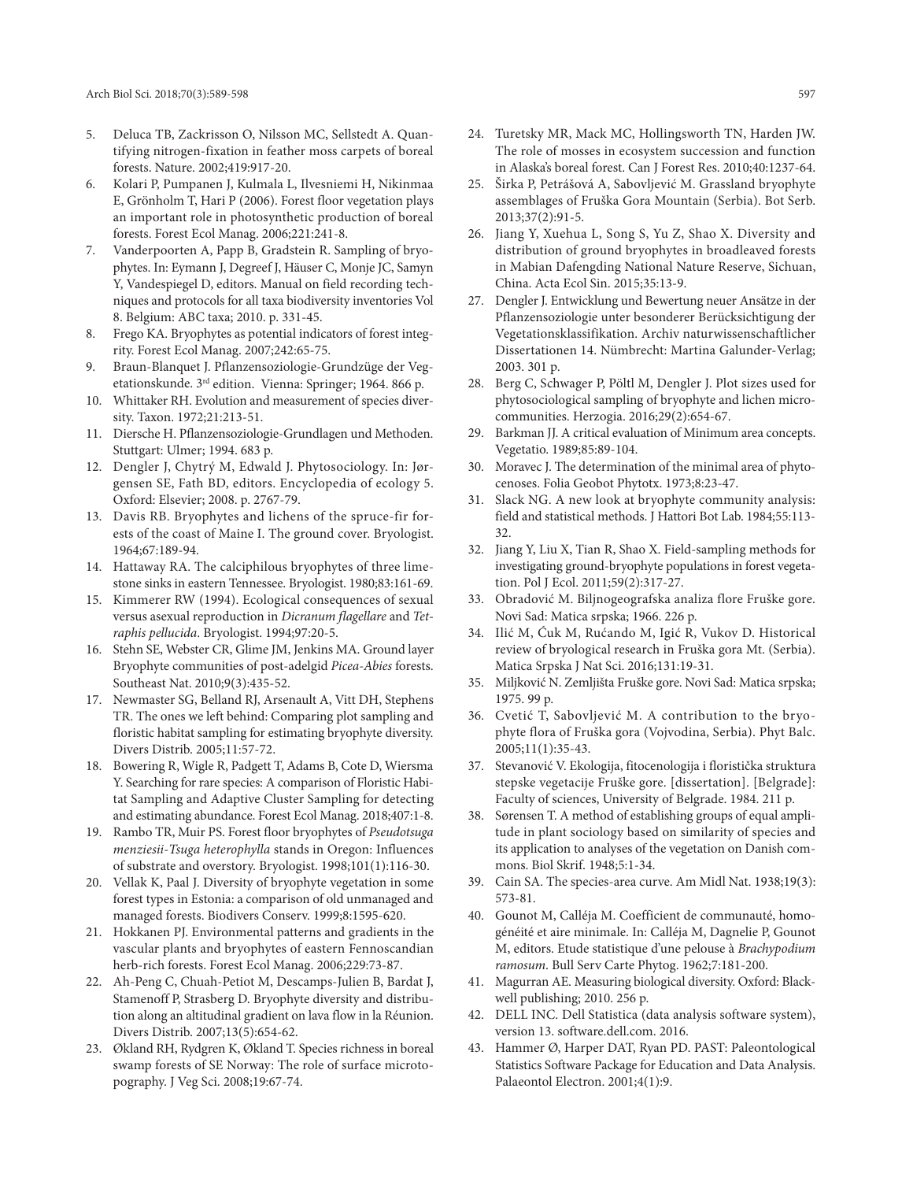5. Deluca TB, Zackrisson O, Nilsson MC, Sellstedt A. Quantifying nitrogen-fixation in feather moss carpets of boreal forests. Nature. 2002;419:917-20.
6. Kolari P, Pumpanen J, Kulmala L, Ilvesniemi H, Nikinmaa E, Grönholm T, Hari P (2006). Forest floor vegetation plays an important role in photosynthetic production of boreal forests. Forest Ecol Manag. 2006;221:241-8.
7. Vanderpoorten A, Papp B, Gradstein R. Sampling of bryophytes. In: Eymann J, Degreef J, Häuser C, Monje JC, Samyn Y, Vandespiegel D, editors. Manual on field recording techniques and protocols for all taxa biodiversity inventories Vol 8. Belgium: ABC taxa; 2010. p. 331-45.
8. Frego KA. Bryophytes as potential indicators of forest integrity. Forest Ecol Manag. 2007;242:65-75.
9. Braun-Blanquet J. Pflanzensoziologie-Grundzüge der Vegetationskunde. 3rd edition. Vienna: Springer; 1964. 866 p.
10. Whittaker RH. Evolution and measurement of species diversity. Taxon. 1972;21:213-51.
11. Diersche H. Pflanzensoziologie-Grundlagen und Methoden. Stuttgart: Ulmer; 1994. 683 p.
12. Dengler J, Chytrý M, Edwald J. Phytosociology. In: Jørgensen SE, Fath BD, editors. Encyclopedia of ecology 5. Oxford: Elsevier; 2008. p. 2767-79.
13. Davis RB. Bryophytes and lichens of the spruce-fir forests of the coast of Maine I. The ground cover. Bryologist. 1964;67:189-94.
14. Hattaway RA. The calciphilous bryophytes of three limestone sinks in eastern Tennessee. Bryologist. 1980;83:161-69.
15. Kimmerer RW (1994). Ecological consequences of sexual versus asexual reproduction in *Dicranum flagellare* and *Tetraphis pellucida*. Bryologist. 1994;97:20-5.
16. Stehn SE, Webster CR, Glime JM, Jenkins MA. Ground layer Bryophyte communities of post-adelgid *Picea-Abies* forests. Southeast Nat. 2010;9(3):435-52.
17. Newmaster SG, Belland RJ, Arsenault A, Vitt DH, Stephens TR. The ones we left behind: Comparing plot sampling and floristic habitat sampling for estimating bryophyte diversity. Divers Distrib. 2005;11:57-72.
18. Bowering R, Wigle R, Padgett T, Adams B, Cote D, Wiersma Y. Searching for rare species: A comparison of Floristic Habitat Sampling and Adaptive Cluster Sampling for detecting and estimating abundance. Forest Ecol Manag. 2018;407:1-8.
19. Rambo TR, Muir PS. Forest floor bryophytes of *Pseudotsuga menziesii-Tsuga heterophylla* stands in Oregon: Influences of substrate and overstory. Bryologist. 1998;101(1):116-30.
20. Vellak K, Paal J. Diversity of bryophyte vegetation in some forest types in Estonia: a comparison of old unmanaged and managed forests. Biodivers Conserv. 1999;8:1595-620.
21. Hokkanen PJ. Environmental patterns and gradients in the vascular plants and bryophytes of eastern Fennoscandian herb-rich forests. Forest Ecol Manag. 2006;229:73-87.
22. Ah-Peng C, Chuah-Petiot M, Descamps-Julien B, Bardat J, Stamenoff P, Strasberg D. Bryophyte diversity and distribution along an altitudinal gradient on lava flow in la Réunion. Divers Distrib. 2007;13(5):654-62.
23. Økland RH, Rydgren K, Økland T. Species richness in boreal swamp forests of SE Norway: The role of surface microtopography. J Veg Sci. 2008;19:67-74.
24. Turetsky MR, Mack MC, Hollingsworth TN, Harden JW. The role of mosses in ecosystem succession and function in Alaska's boreal forest. Can J Forest Res. 2010;40:1237-64.
25. Širka P, Petrášová A, Sabovljević M. Grassland bryophyte assemblages of Fruška Gora Mountain (Serbia). Bot Serb. 2013;37(2):91-5.
26. Jiang Y, Xuehua L, Song S, Yu Z, Shao X. Diversity and distribution of ground bryophytes in broadleaved forests in Mabian Dafengding National Nature Reserve, Sichuan, China. Acta Ecol Sin. 2015;35:13-9.
27. Dengler J. Entwicklung und Bewertung neuer Ansätze in der Pflanzensoziologie unter besonderer Berücksichtigung der Vegetationsklassifikation. Archiv naturwissenschaftlicher Dissertationen 14. Nümbrecht: Martina Galunder-Verlag; 2003. 301 p.
28. Berg C, Schwager P, Pöltl M, Dengler J. Plot sizes used for phytosociological sampling of bryophyte and lichen microcommunities. Herzogia. 2016;29(2):654-67.
29. Barkman JJ. A critical evaluation of Minimum area concepts. Vegetatio. 1989;85:89-104.
30. Moravec J. The determination of the minimal area of phytocenoses. Folia Geobot Phytotx. 1973;8:23-47.
31. Slack NG. A new look at bryophyte community analysis: field and statistical methods. J Hattori Bot Lab. 1984;55:113-32.
32. Jiang Y, Liu X, Tian R, Shao X. Field-sampling methods for investigating ground-bryophyte populations in forest vegetation. Pol J Ecol. 2011;59(2):317-27.
33. Obradović M. Biljnogeografska analiza flore Fruške gore. Novi Sad: Matica srpska; 1966. 226 p.
34. Ilić M, Ćuk M, Rućando M, Igić R, Vukov D. Historical review of bryological research in Fruška gora Mt. (Serbia). Matica Srpska J Nat Sci. 2016;131:19-31.
35. Miljković N. Zemljišta Fruške gore. Novi Sad: Matica srpska; 1975. 99 p.
36. Cvetić T, Sabovljević M. A contribution to the bryophyte flora of Fruška gora (Vojvodina, Serbia). Phyt Balc. 2005;11(1):35-43.
37. Stevanović V. Ekologija, fitocenologija i floristička struktura stepske vegetacije Fruške gore. [dissertation]. [Belgrade]: Faculty of sciences, University of Belgrade. 1984. 211 p.
38. Sørensen T. A method of establishing groups of equal amplitude in plant sociology based on similarity of species and its application to analyses of the vegetation on Danish commons. Biol Skrif. 1948;5:1-34.
39. Cain SA. The species-area curve. Am Midl Nat. 1938;19(3):573-81.
40. Gounot M, Calléja M. Coefficient de communauté, homogénéité et aire minimale. In: Calléja M, Dagnelie P, Gounot M, editors. Etude statistique d'une pelouse à *Brachypodium ramosum*. Bull Serv Carte Phytog. 1962;7:181-200.
41. Magurran AE. Measuring biological diversity. Oxford: Blackwell publishing; 2010. 256 p.
42. DELL INC. Dell Statistica (data analysis software system), version 13. software.dell.com. 2016.
43. Hammer Ø, Harper DAT, Ryan PD. PAST: Paleontological Statistics Software Package for Education and Data Analysis. Palaeontol Electron. 2001;4(1):9.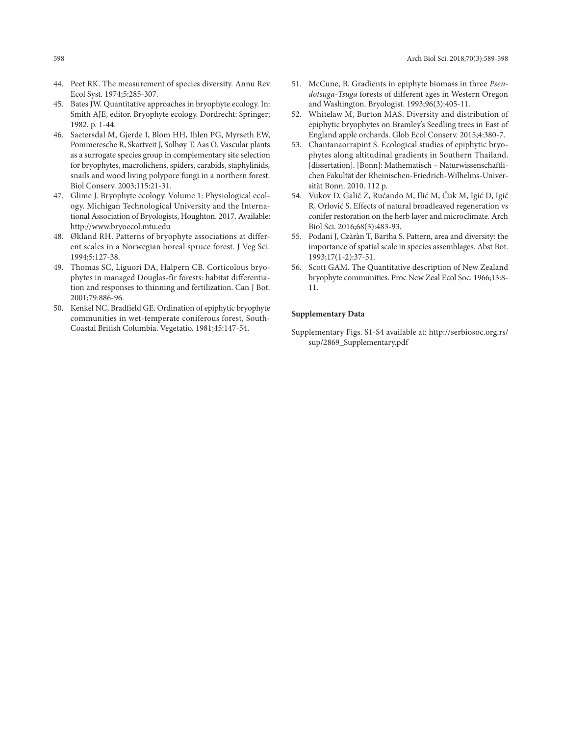44. Peet RK. The measurement of species diversity. Annu Rev Ecol Syst. 1974;5:285-307.
45. Bates JW. Quantitative approaches in bryophyte ecology. In: Smith AJE, editor. Bryophyte ecology. Dordrecht: Springer; 1982. p. 1-44.
46. Saetersdal M, Gjerde I, Blom HH, Ihlen PG, Myrseth EW, Pommeresche R, Skartveit J, Solhøy T, Aas O. Vascular plants as a surrogate species group in complementary site selection for bryophytes, macrolichens, spiders, carabids, staphylinids, snails and wood living polypore fungi in a northern forest. Biol Conserv. 2003;115:21-31.
47. Glime J. Bryophyte ecology. Volume 1: Physiological ecology. Michigan Technological University and the International Association of Bryologists, Houghton. 2017. Available: http://www.bryoecol.mtu.edu
48. Økland RH. Patterns of bryophyte associations at different scales in a Norwegian boreal spruce forest. J Veg Sci. 1994;5:127-38.
49. Thomas SC, Liguori DA, Halpern CB. Corticolous bryophytes in managed Douglas-fir forests: habitat differentiation and responses to thinning and fertilization. Can J Bot. 2001;79:886-96.
50. Kenkel NC, Bradfield GE. Ordination of epiphytic bryophyte communities in wet-temperate coniferous forest, South-Coastal British Columbia. Vegetatio. 1981;45:147-54.
51. McCune, B. Gradients in epiphyte biomass in three *Pseudotsuga-Tsuga* forests of different ages in Western Oregon and Washington. Bryologist. 1993;96(3):405-11.
52. Whitelaw M, Burton MAS. Diversity and distribution of epiphytic bryophytes on Bramley's Seedling trees in East of England apple orchards. Glob Ecol Conserv. 2015;4:380-7.
53. Chantanaorrapint S. Ecological studies of epiphytic bryophytes along altitudinal gradients in Southern Thailand. [dissertation]. [Bonn]: Mathematisch – Naturwissenschaftlichen Fakultät der Rheinischen-Friedrich-Wilhelms-Universität Bonn. 2010. 112 p.
54. Vukov D, Galić Z, Rućando M, Ilić M, Ćuk M, Igić D, Igić R, Orlović S. Effects of natural broadleaved regeneration vs conifer restoration on the herb layer and microclimate. Arch Biol Sci. 2016;68(3):483-93.
55. Podani J, Czàràn T, Bartha S. Pattern, area and diversity: the importance of spatial scale in species assemblages. Abst Bot. 1993;17(1-2):37-51.
56. Scott GAM. The Quantitative description of New Zealand bryophyte communities. Proc New Zeal Ecol Soc. 1966;13:8-11.

**Supplementary Data**

Supplementary Figs. S1-S4 available at: http://serbiosoc.org.rs/sup/2869_Supplementary.pdf